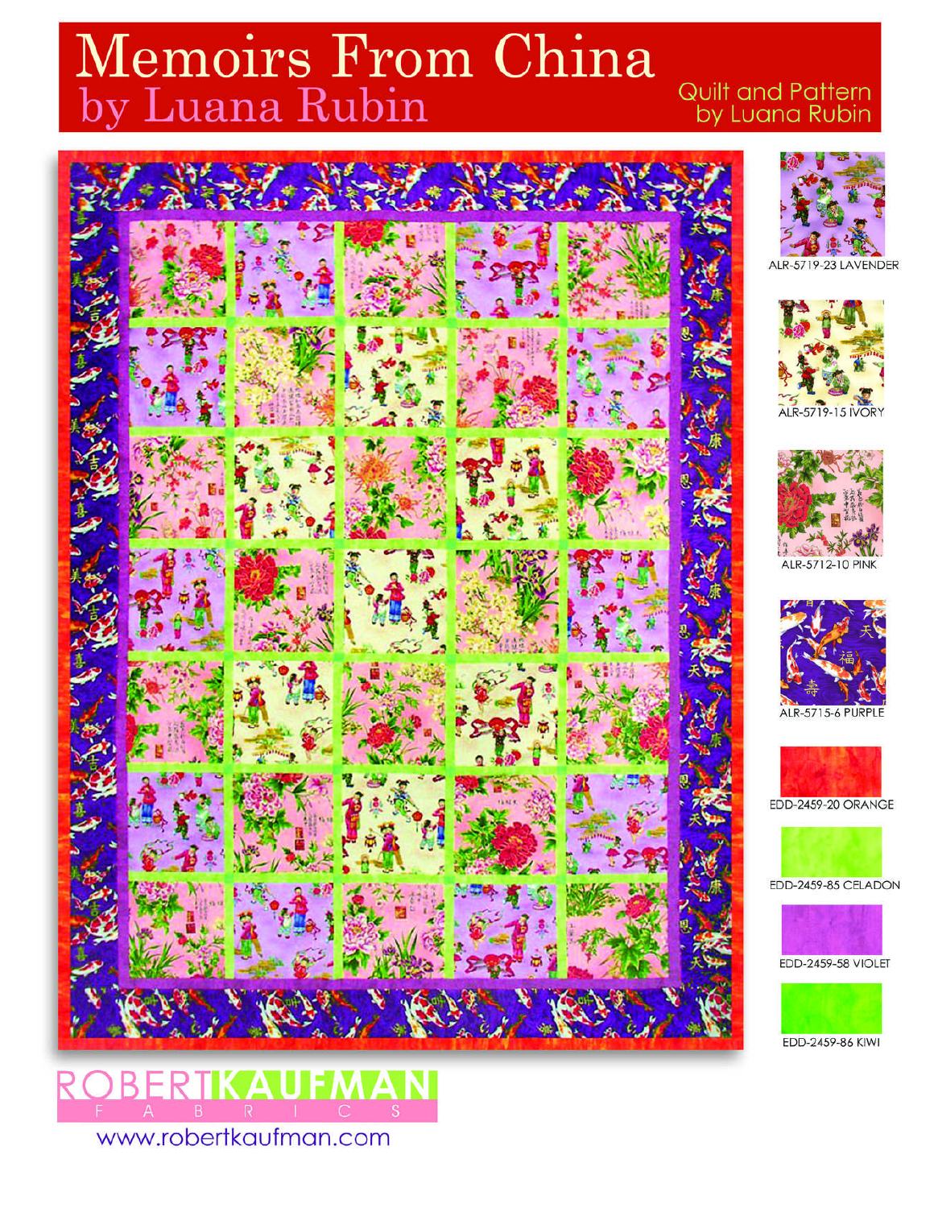# Memoirs From China
## by Luana Rubin

Quilt and Pattern by Luana Rubin

ALR-5719-23 LAVENDER

ALR-5719-15 IVORY

ALR-5712-10 PINK

ALR-5715-6 PURPLE

EDD-2459-20 ORANGE

EDD-2459-85 CELADON

EDD-2459-58 VIOLET

EDD-2459-86 KIWI

ROBERT KAUFMAN FABRICS

www.robertkaufman.com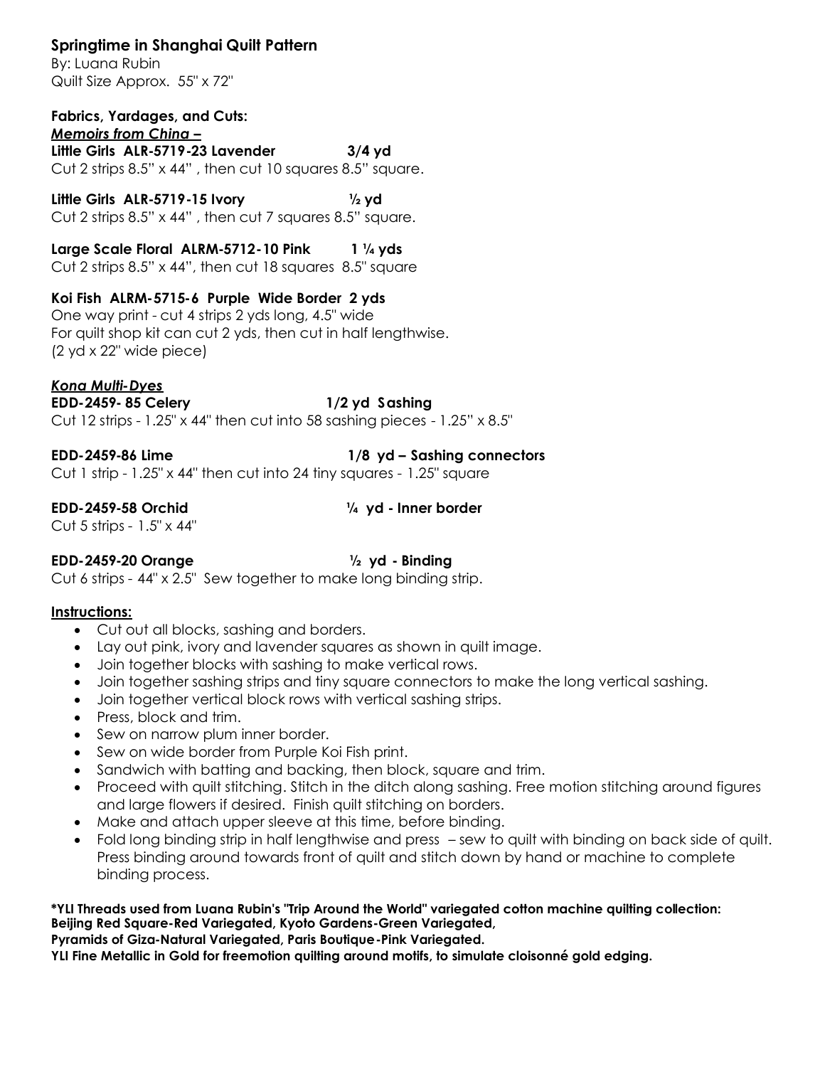## Springtime in Shanghai Quilt Pattern

By: Luana Rubin
Quilt Size Approx. 55" x 72"

**Fabrics, Yardages, and Cuts:**

***Memoirs from China –***

**Little Girls ALR-5719-23 Lavender 3/4 yd**
Cut 2 strips 8.5" x 44" , then cut 10 squares 8.5" square.

**Little Girls ALR-5719-15 Ivory ½ yd**
Cut 2 strips 8.5" x 44" , then cut 7 squares 8.5" square.

**Large Scale Floral ALRM-5712-10 Pink 1 ¼ yds**
Cut 2 strips 8.5" x 44", then cut 18 squares 8.5" square

**Koi Fish ALRM-5715-6 Purple Wide Border 2 yds**
One way print - cut 4 strips 2 yds long, 4.5" wide
For quilt shop kit can cut 2 yds, then cut in half lengthwise.
(2 yd x 22" wide piece)

***Kona Multi-Dyes***

**EDD-2459- 85 Celery 1/2 yd Sashing**
Cut 12 strips - 1.25" x 44" then cut into 58 sashing pieces - 1.25" x 8.5"

**EDD-2459-86 Lime 1/8 yd – Sashing connectors**
Cut 1 strip - 1.25" x 44" then cut into 24 tiny squares - 1.25" square

**EDD-2459-58 Orchid ¼ yd - Inner border**
Cut 5 strips - 1.5" x 44"

**EDD-2459-20 Orange ½ yd - Binding**
Cut 6 strips - 44" x 2.5" Sew together to make long binding strip.

**Instructions:**

- Cut out all blocks, sashing and borders.
- Lay out pink, ivory and lavender squares as shown in quilt image.
- Join together blocks with sashing to make vertical rows.
- Join together sashing strips and tiny square connectors to make the long vertical sashing.
- Join together vertical block rows with vertical sashing strips.
- Press, block and trim.
- Sew on narrow plum inner border.
- Sew on wide border from Purple Koi Fish print.
- Sandwich with batting and backing, then block, square and trim.
- Proceed with quilt stitching. Stitch in the ditch along sashing. Free motion stitching around figures and large flowers if desired. Finish quilt stitching on borders.
- Make and attach upper sleeve at this time, before binding.
- Fold long binding strip in half lengthwise and press – sew to quilt with binding on back side of quilt. Press binding around towards front of quilt and stitch down by hand or machine to complete binding process.

**\*YLI Threads used from Luana Rubin's "Trip Around the World" variegated cotton machine quilting collection: Beijing Red Square-Red Variegated, Kyoto Gardens-Green Variegated, Pyramids of Giza-Natural Variegated, Paris Boutique-Pink Variegated.**
**YLI Fine Metallic in Gold for freemotion quilting around motifs, to simulate cloisonné gold edging.**